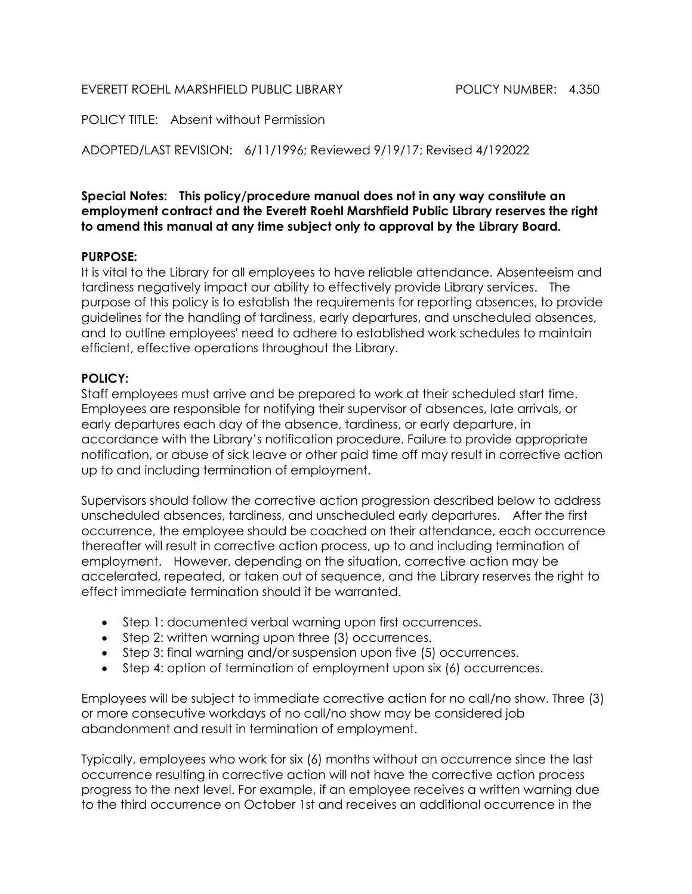EVERETT ROEHL MARSHFIELD PUBLIC LIBRARY POLICY NUMBER: 4.350

POLICY TITLE: Absent without Permission

ADOPTED/LAST REVISION: 6/11/1996; Reviewed 9/19/17; Revised 4/192022

**Special Notes: This policy/procedure manual does not in any way constitute an employment contract and the Everett Roehl Marshfield Public Library reserves the right to amend this manual at any time subject only to approval by the Library Board.**

**PURPOSE:**
It is vital to the Library for all employees to have reliable attendance. Absenteeism and tardiness negatively impact our ability to effectively provide Library services. The purpose of this policy is to establish the requirements for reporting absences, to provide guidelines for the handling of tardiness, early departures, and unscheduled absences, and to outline employees' need to adhere to established work schedules to maintain efficient, effective operations throughout the Library.

**POLICY:**
Staff employees must arrive and be prepared to work at their scheduled start time. Employees are responsible for notifying their supervisor of absences, late arrivals, or early departures each day of the absence, tardiness, or early departure, in accordance with the Library's notification procedure. Failure to provide appropriate notification, or abuse of sick leave or other paid time off may result in corrective action up to and including termination of employment.

Supervisors should follow the corrective action progression described below to address unscheduled absences, tardiness, and unscheduled early departures. After the first occurrence, the employee should be coached on their attendance, each occurrence thereafter will result in corrective action process, up to and including termination of employment. However, depending on the situation, corrective action may be accelerated, repeated, or taken out of sequence, and the Library reserves the right to effect immediate termination should it be warranted.

- Step 1: documented verbal warning upon first occurrences.
- Step 2: written warning upon three (3) occurrences.
- Step 3: final warning and/or suspension upon five (5) occurrences.
- Step 4: option of termination of employment upon six (6) occurrences.

Employees will be subject to immediate corrective action for no call/no show. Three (3) or more consecutive workdays of no call/no show may be considered job abandonment and result in termination of employment.

Typically, employees who work for six (6) months without an occurrence since the last occurrence resulting in corrective action will not have the corrective action process progress to the next level. For example, if an employee receives a written warning due to the third occurrence on October 1st and receives an additional occurrence in the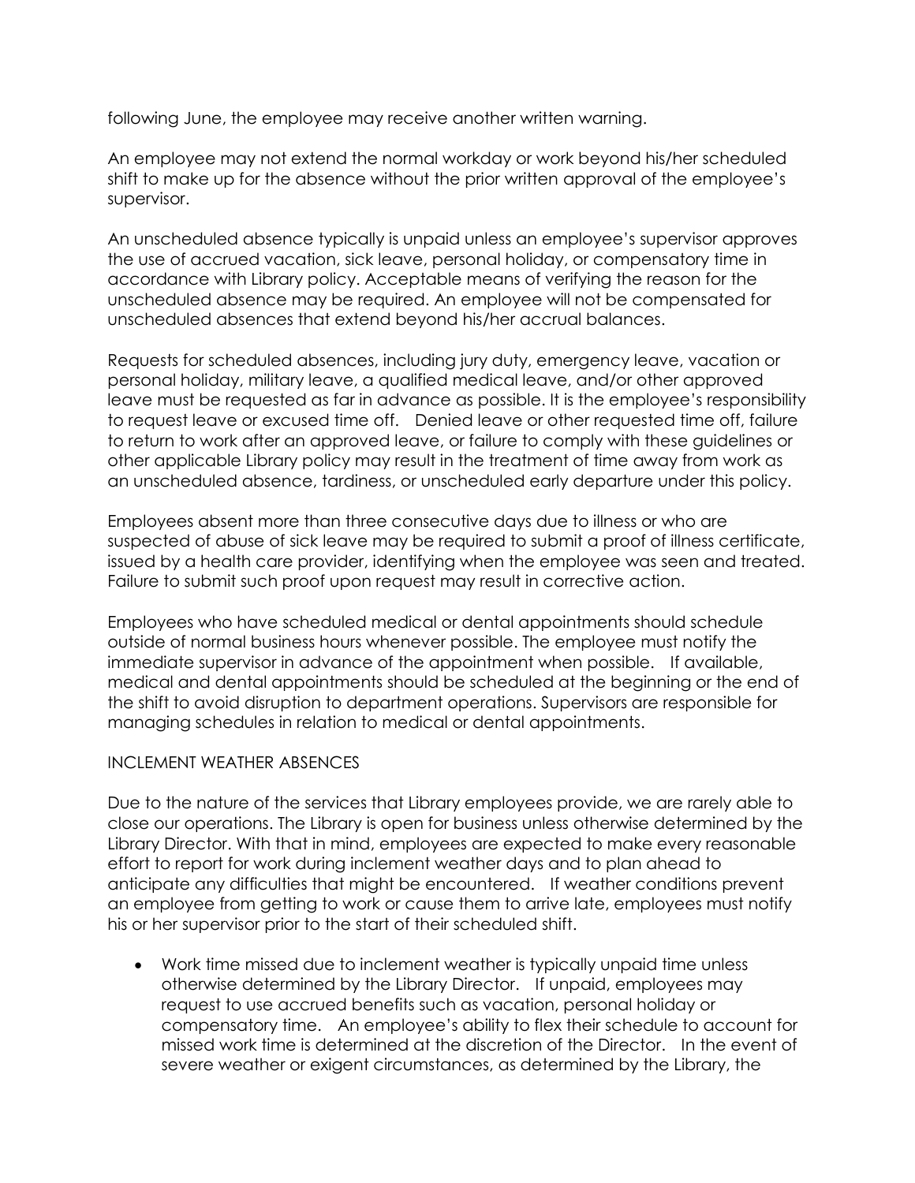following June, the employee may receive another written warning.

An employee may not extend the normal workday or work beyond his/her scheduled shift to make up for the absence without the prior written approval of the employee's supervisor.

An unscheduled absence typically is unpaid unless an employee's supervisor approves the use of accrued vacation, sick leave, personal holiday, or compensatory time in accordance with Library policy. Acceptable means of verifying the reason for the unscheduled absence may be required. An employee will not be compensated for unscheduled absences that extend beyond his/her accrual balances.

Requests for scheduled absences, including jury duty, emergency leave, vacation or personal holiday, military leave, a qualified medical leave, and/or other approved leave must be requested as far in advance as possible. It is the employee's responsibility to request leave or excused time off. Denied leave or other requested time off, failure to return to work after an approved leave, or failure to comply with these guidelines or other applicable Library policy may result in the treatment of time away from work as an unscheduled absence, tardiness, or unscheduled early departure under this policy.

Employees absent more than three consecutive days due to illness or who are suspected of abuse of sick leave may be required to submit a proof of illness certificate, issued by a health care provider, identifying when the employee was seen and treated. Failure to submit such proof upon request may result in corrective action.

Employees who have scheduled medical or dental appointments should schedule outside of normal business hours whenever possible. The employee must notify the immediate supervisor in advance of the appointment when possible. If available, medical and dental appointments should be scheduled at the beginning or the end of the shift to avoid disruption to department operations. Supervisors are responsible for managing schedules in relation to medical or dental appointments.

## INCLEMENT WEATHER ABSENCES

Due to the nature of the services that Library employees provide, we are rarely able to close our operations. The Library is open for business unless otherwise determined by the Library Director. With that in mind, employees are expected to make every reasonable effort to report for work during inclement weather days and to plan ahead to anticipate any difficulties that might be encountered. If weather conditions prevent an employee from getting to work or cause them to arrive late, employees must notify his or her supervisor prior to the start of their scheduled shift.

- Work time missed due to inclement weather is typically unpaid time unless otherwise determined by the Library Director. If unpaid, employees may request to use accrued benefits such as vacation, personal holiday or compensatory time. An employee's ability to flex their schedule to account for missed work time is determined at the discretion of the Director. In the event of severe weather or exigent circumstances, as determined by the Library, the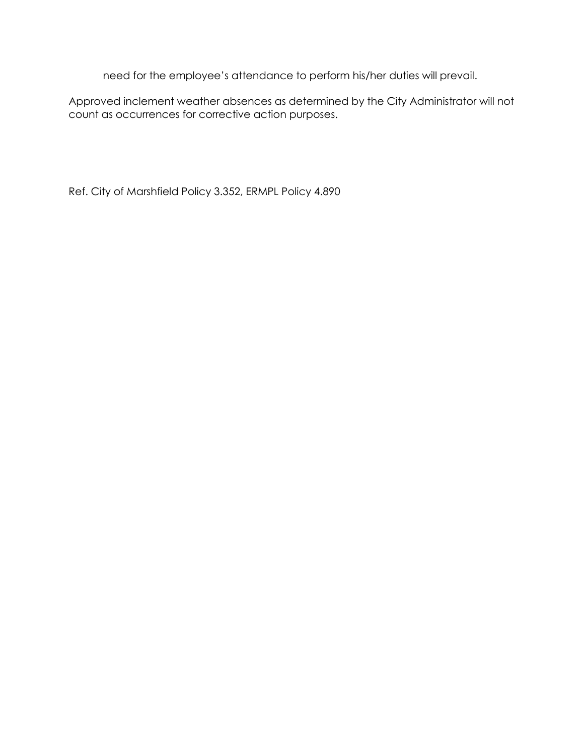need for the employee's attendance to perform his/her duties will prevail.

Approved inclement weather absences as determined by the City Administrator will not count as occurrences for corrective action purposes.

Ref. City of Marshfield Policy 3.352, ERMPL Policy 4.890